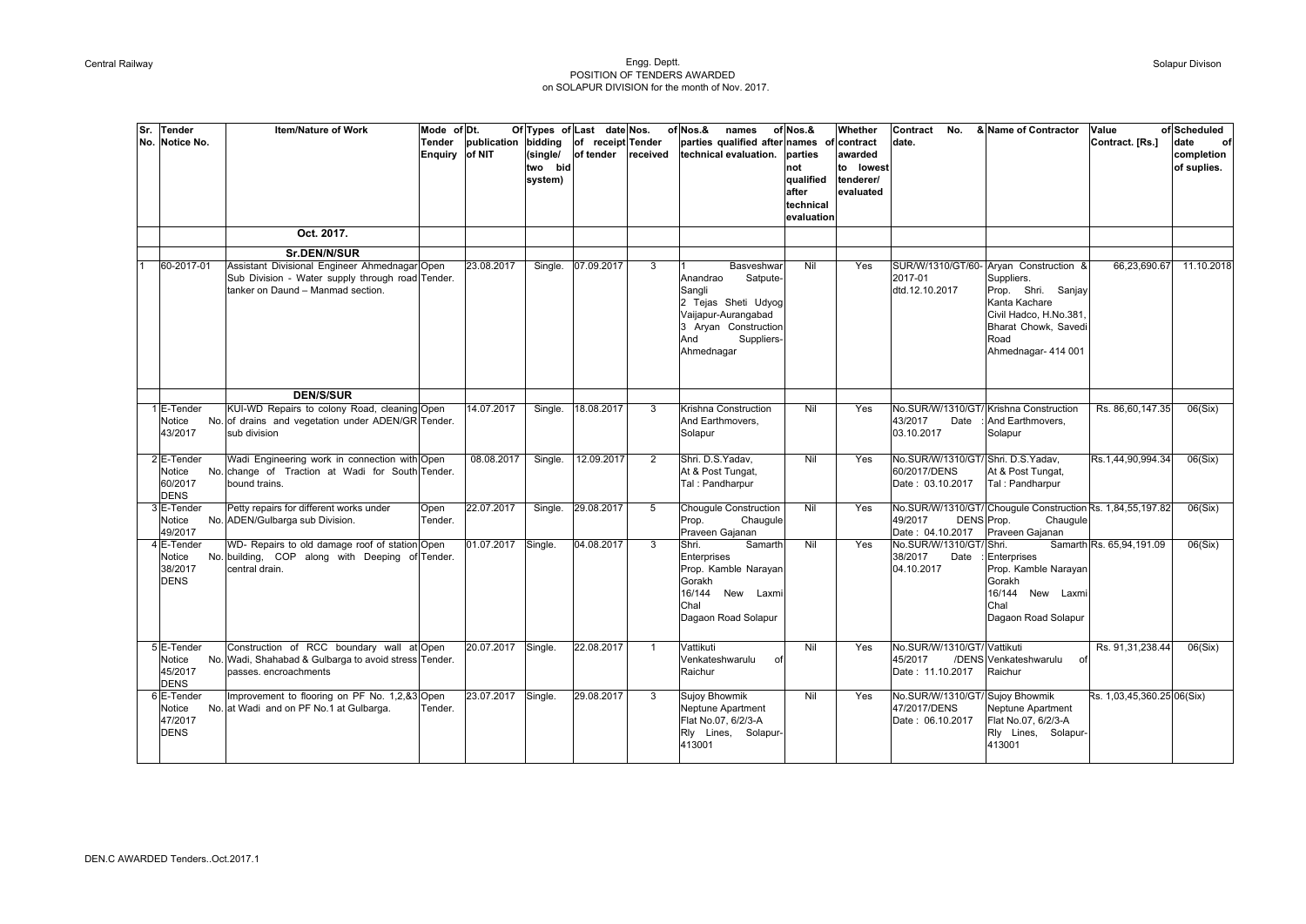Central Railway

Solapur Divison

# Engg. Deptt.
## POSITION OF TENDERS AWARDED
### on SOLAPUR DIVISION for the month of Nov. 2017.

| Sr. No. | Tender Notice No. | Item/Nature of Work | Mode of Tender Enquiry | Dt. Of publication of NIT | Types of bidding (single/ two bid system) | Last date of receipt of tender | Nos. of Tender received | Nos.& names of parties qualified after technical evaluation. | Nos.& names of parties not qualified after technical evaluation | Whether contract awarded to lowest tenderer/ evaluated | Contract No. & date. | Name of Contractor | Value of Contract. [Rs.] | Scheduled date of completion of suplies. |
|---|---|---|---|---|---|---|---|---|---|---|---|---|---|---|
| | | Oct. 2017. | | | | | | | | | | | | |
| | | **Sr.DEN/N/SUR** | | | | | | | | | | | | |
| 1 | 60-2017-01 | Assistant Divisional Engineer Ahmednagar Sub Division - Water supply through road tanker on Daund – Manmad section. | Open Tender. | 23.08.2017 | Single. | 07.09.2017 | 3 | 1 Basveshwar Anandrao Satpute-Sangli 2 Tejas Sheti Udyog Vaijapur-Aurangabad 3 Aryan Construction And Suppliers-Ahmednagar | Nil | Yes | SUR/W/1310/GT/60-2017-01 dtd.12.10.2017 | Aryan Construction & Suppliers. Prop. Shri. Sanjay Kanta Kachare Civil Hadco, H.No.381, Bharat Chowk, Savedi Road Ahmednagar- 414 001 | 66,23,690.67 | 11.10.2018 |
| | | **DEN/S/SUR** | | | | | | | | | | | | |
| 1 | E-Tender Notice No. 43/2017 | KUI-WD Repairs to colony Road, cleaning of drains and vegetation under ADEN/GR sub division | Open Tender. | 14.07.2017 | Single. | 18.08.2017 | 3 | Krishna Construction And Earthmovers, Solapur | Nil | Yes | No.SUR/W/1310/GT/43/2017 Date : 03.10.2017 | Krishna Construction And Earthmovers, Solapur | Rs. 86,60,147.35 | 06(Six) |
| 2 | E-Tender Notice No. 60/2017 DENS | Wadi Engineering work in connection with change of Traction at Wadi for South bound trains. | Open Tender. | 08.08.2017 | Single. | 12.09.2017 | 2 | Shri. D.S.Yadav, At & Post Tungat, Tal : Pandharpur | Nil | Yes | No.SUR/W/1310/GT/60/2017/DENS Date : 03.10.2017 | Shri. D.S.Yadav, At & Post Tungat, Tal : Pandharpur | Rs.1,44,90,994.34 | 06(Six) |
| 3 | E-Tender Notice No. 49/2017 | Petty repairs for different works under ADEN/Gulbarga sub Division. | Open Tender. | 22.07.2017 | Single. | 29.08.2017 | 5 | Chougule Construction Prop. Chaugule Praveen Gajanan | Nil | Yes | No.SUR/W/1310/GT/49/2017 DENS Date : 04.10.2017 | Chougule Construction Prop. Chaugule Praveen Gajanan | Rs. 1,84,55,197.82 | 06(Six) |
| 4 | E-Tender Notice No. 38/2017 DENS | WD- Repairs to old damage roof of station building, COP along with Deeping of central drain. | Open Tender. | 01.07.2017 | Single. | 04.08.2017 | 3 | Shri. Samarth Enterprises Prop. Kamble Narayan Gorakh 16/144 New Laxmi Chal Dagaon Road Solapur | Nil | Yes | No.SUR/W/1310/GT/38/2017 Date : 04.10.2017 | Shri. Samarth Enterprises Prop. Kamble Narayan Gorakh 16/144 New Laxmi Chal Dagaon Road Solapur | Rs. 65,94,191.09 | 06(Six) |
| 5 | E-Tender Notice No. 45/2017 DENS | Construction of RCC boundary wall at Wadi, Shahabad & Gulbarga to avoid stress passes. encroachments | Open Tender. | 20.07.2017 | Single. | 22.08.2017 | 1 | Vattikuti Venkateshwarulu of Raichur | Nil | Yes | No.SUR/W/1310/GT/45/2017 /DENS Date : 11.10.2017 | Vattikuti Venkateshwarulu of Raichur | Rs. 91,31,238.44 | 06(Six) |
| 6 | E-Tender Notice No. 47/2017 DENS | Improvement to flooring on PF No. 1,2,&3 at Wadi and on PF No.1 at Gulbarga. | Open Tender. | 23.07.2017 | Single. | 29.08.2017 | 3 | Sujoy Bhowmik Neptune Apartment Flat No.07, 6/2/3-A Rly Lines, Solapur-413001 | Nil | Yes | No.SUR/W/1310/GT/47/2017/DENS Date : 06.10.2017 | Sujoy Bhowmik Neptune Apartment Flat No.07, 6/2/3-A Rly Lines, Solapur-413001 | Rs. 1,03,45,360.25 | 06(Six) |

DEN.C AWARDED Tenders..Oct.2017.1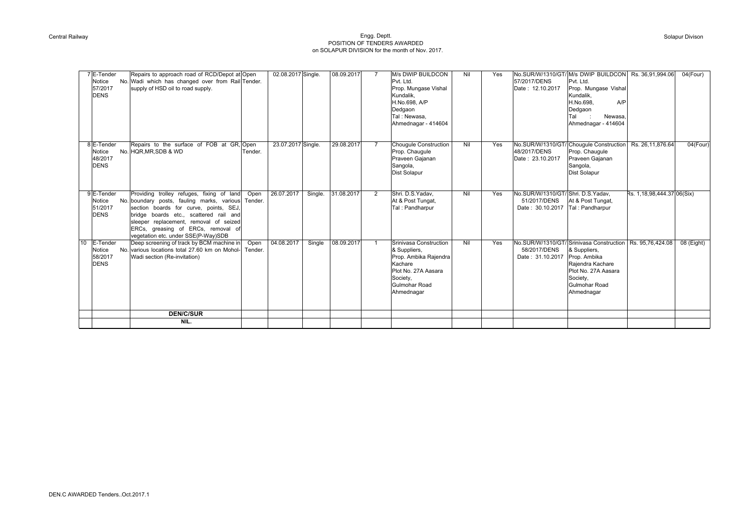Engg. Deptt.
POSITION OF TENDERS AWARDED
on SOLAPUR DIVISION for the month of Nov. 2017.

| | | | | | | | | | | | | | | |
|---|---|---|---|---|---|---|---|---|---|---|---|---|---|---|
| 7 | E-Tender Notice No. 57/2017 DENS | Repairs to approach road of RCD/Depot at Wadi which has changed over from Rail supply of HSD oil to road supply. | Open Tender. | 02.08.2017 | Single. | 08.09.2017 | 7 | M/s DWIP BUILDCON Pvt. Ltd. Prop. Mungase Vishal Kundalik, H.No.698, A/P Dedgaon Tal : Newasa, Ahmednagar - 414604 | Nil | Yes | No.SUR/W/1310/GT/ 57/2017/DENS Date : 12.10.2017 | M/s DWIP BUILDCON Pvt. Ltd. Prop. Mungase Vishal Kundalik, H.No.698, A/P Dedgaon Tal : Newasa, Ahmednagar - 414604 | Rs. 36,91,994.06 | 04(Four) |
| 8 | E-Tender Notice No. 48/2017 DENS | Repairs to the surface of FOB at GR, HQR,MR,SDB & WD | Open Tender. | 23.07.2017 | Single. | 29.08.2017 | 7 | Chougule Construction Prop. Chaugule Praveen Gajanan Sangola, Dist Solapur | Nil | Yes | No.SUR/W/1310/GT/ 48/2017/DENS Date : 23.10.2017 | Chougule Construction Prop. Chaugule Praveen Gajanan Sangola, Dist Solapur | Rs. 26,11,876.64 | 04(Four) |
| 9 | E-Tender Notice No. 51/2017 DENS | Providing trolley refuges, fixing of land boundary posts, fauling marks, various section boards for curve, points, SEJ, bridge boards etc., scattered rail and sleeper replacement, removal of seized ERCs, greasing of ERCs, removal of vegetation etc. under SSE(P-Way)SDB | Open Tender. | 26.07.2017 | Single. | 31.08.2017 | 2 | Shri. D.S.Yadav, At & Post Tungat, Tal : Pandharpur | Nil | Yes | No.SUR/W/1310/GT/ 51/2017/DENS Date : 30.10.2017 | Shri. D.S.Yadav, At & Post Tungat, Tal : Pandharpur | Rs. 1,18,98,444.37 | 06(Six) |
| 10 | E-Tender Notice No. 58/2017 DENS | Deep screening of track by BCM machine in various locations total 27.60 km on Mohol-Wadi section (Re-invitation) | Open Tender. | 04.08.2017 | Single | 08.09.2017 | 1 | Srinivasa Construction & Suppliers, Prop. Ambika Rajendra Kachare Plot No. 27A Aasara Society, Gulmohar Road Ahmednagar | Nil | Yes | No.SUR/W/1310/GT/ 58/2017/DENS Date : 31.10.2017 | Srinivasa Construction & Suppliers, Prop. Ambika Rajendra Kachare Plot No. 27A Aasara Society, Gulmohar Road Ahmednagar | Rs. 95,76,424.08 | 08 (Eight) |
| | | **DEN/C/SUR** | | | | | | | | | | | | |
| | | **NIL.** | | | | | | | | | | | | |